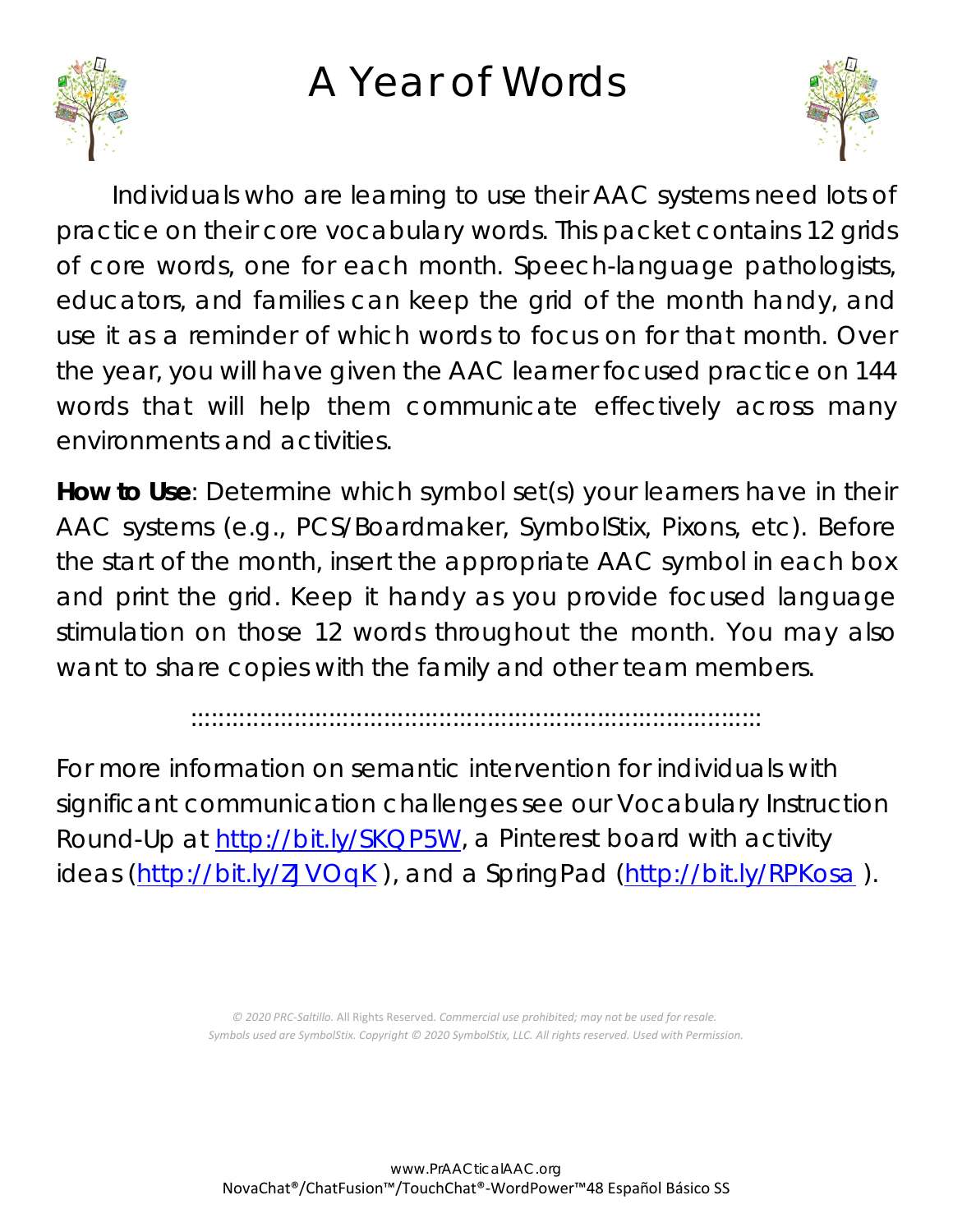# A Year of Words

Individuals who are learning to use their AAC systems need lots of practice on their core vocabulary words. This packet contains 12 grids of core words, one for each month. Speech-language pathologists, educators, and families can keep the grid of the month handy, and use it as a reminder of which words to focus on for that month. Over the year, you will have given the AAC learner focused practice on 144 words that will help them communicate effectively across many environments and activities.

**How to Use**: Determine which symbol set(s) your learners have in their AAC systems (e.g., PCS/Boardmaker, SymbolStix, Pixons, etc). Before the start of the month, insert the appropriate AAC symbol in each box and print the grid. Keep it handy as you provide focused language stimulation on those 12 words throughout the month. You may also want to share copies with the family and other team members.

::::::::::::::::::::::::::::::::::::::::::::::::::::::::::::::::::::::::::::::::::::::::::::

For more information on semantic intervention for individuals with significant communication challenges see our Vocabulary Instruction Round-Up at http://bit.ly/SKQP5W, a Pinterest board with activity ideas (http://bit.ly/ZJVOqK ), and a SpringPad (http://bit.ly/RPKosa ).

*© 2020 PRC-Saltillo.* All Rights Reserved. *Commercial use prohibited; may not be used for resale.*
*Symbols used are SymbolStix. Copyright © 2020 SymbolStix, LLC. All rights reserved. Used with Permission.*

www.PrAACticalAAC.org
NovaChat®/ChatFusion™/TouchChat®-WordPower™48 Español Básico SS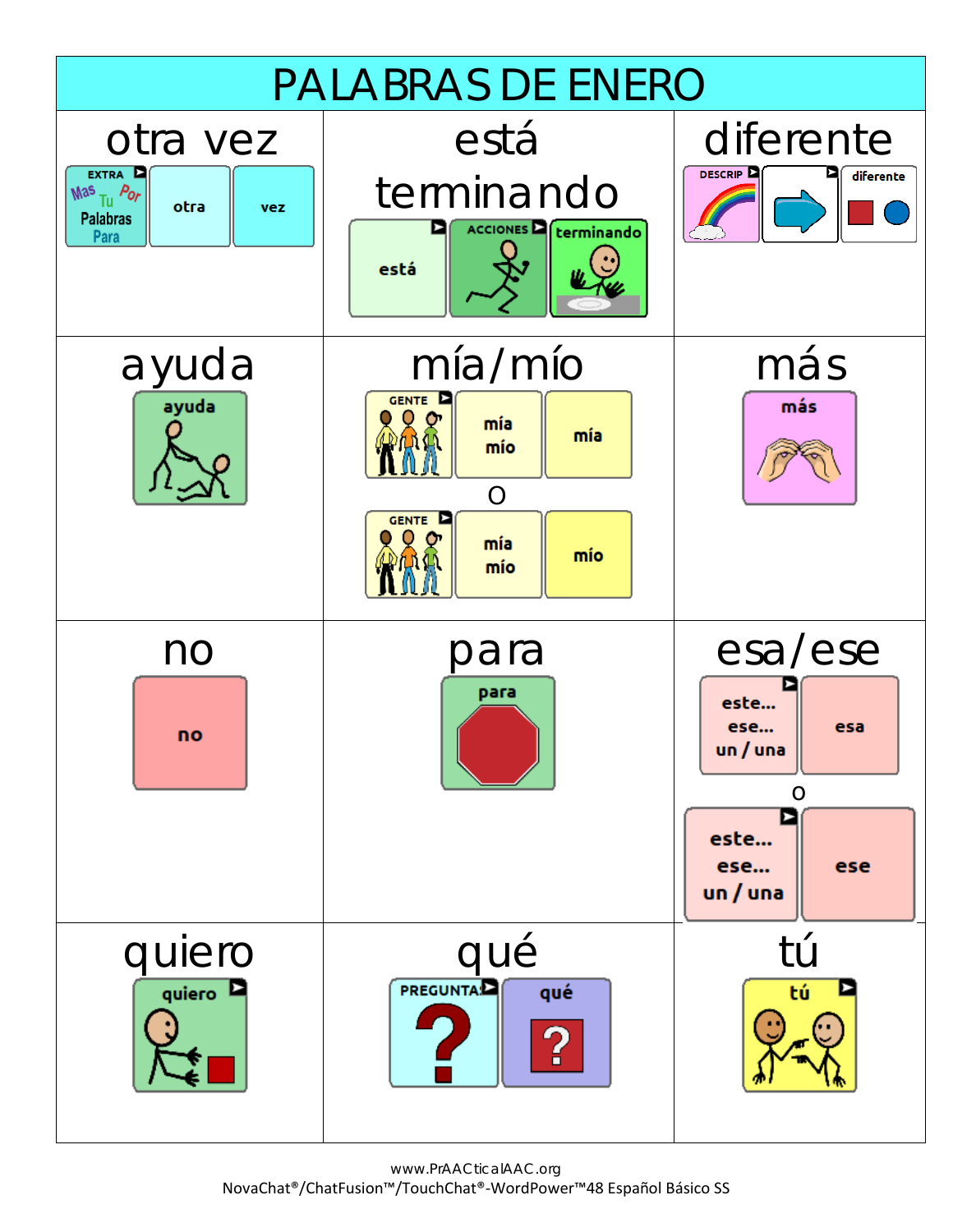# PALABRAS DE ENERO

| otra vez | está terminando | diferente |
|---|---|---|
| EXTRA (Mas Tu Por Palabras Para) → otra → vez | está → ACCIONES → terminando | DESCRIP → → diferente |
| **ayuda** | **mía/mío** | **más** |
| ayuda | GENTE → mía mío → mía<br>o<br>GENTE → mía mío → mío | más |
| **no** | **para** | **esa/ese** |
| no | para | este... ese... un / una → esa<br>o<br>este... ese... un / una → ese |
| **quiero** | **qué** | **tú** |
| quiero | PREGUNTAS → qué | tú |

www.PrAACticalAAC.org
NovaChat®/ChatFusion™/TouchChat®-WordPower™48 Español Básico SS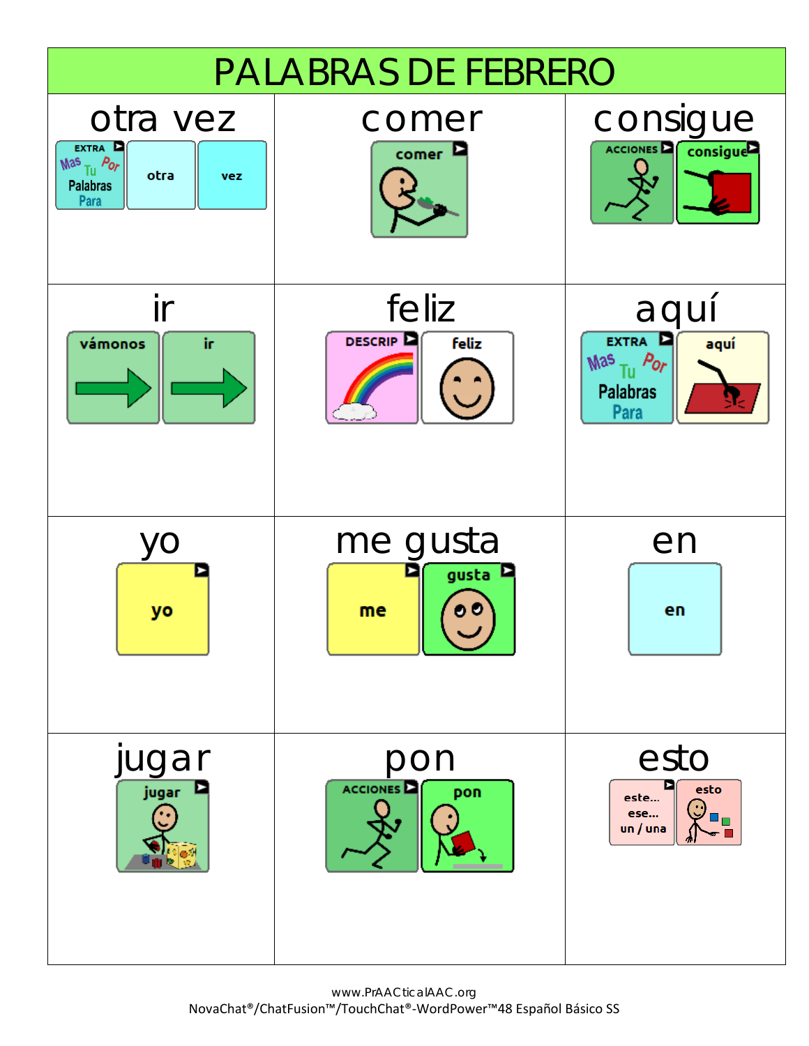# PALABRAS DE FEBRERO

| otra vez | comer | consigue |
| --- | --- | --- |
| EXTRA Mas Tu Por Palabras Para · otra · vez | comer | ACCIONES · consigue |
| **ir** | **feliz** | **aquí** |
| vámonos · ir | DESCRIP · feliz | EXTRA Mas Tu Por Palabras Para · aquí |
| **yo** | **me gusta** | **en** |
| yo | me · gusta | en |
| **jugar** | **pon** | **esto** |
| jugar | ACCIONES · pon | este... ese... un / una · esto |

www.PrAACticalAAC.org
NovaChat®/ChatFusion™/TouchChat®-WordPower™48 Español Básico SS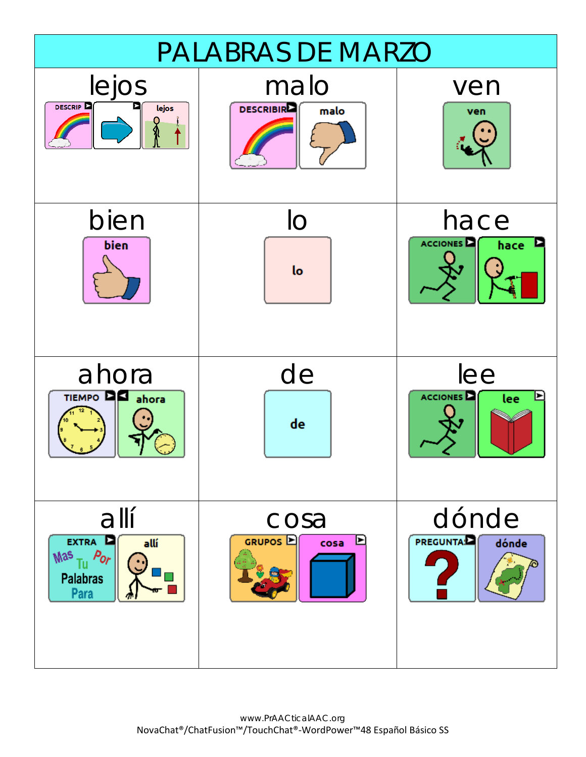# PALABRAS DE MARZO

| lejos | malo | ven |
|---|---|---|
| DESCRIP ▶ → lejos | DESCRIBIR ▶ malo | ven |
| **bien** | **lo** | **hace** |
| bien | lo | ACCIONES ▶ hace ▶ |
| **ahora** | **de** | **lee** |
| TIEMPO ▶ ◀ ahora | de | ACCIONES ▶ lee ▶ |
| **allí** | **cosa** | **dónde** |
| EXTRA ▶ Mas Tu Palabras Para Por / allí | GRUPOS ▶ cosa ▶ | PREGUNTAS ▶ dónde |

www.PrAACticalAAC.org
NovaChat®/ChatFusion™/TouchChat®-WordPower™48 Español Básico SS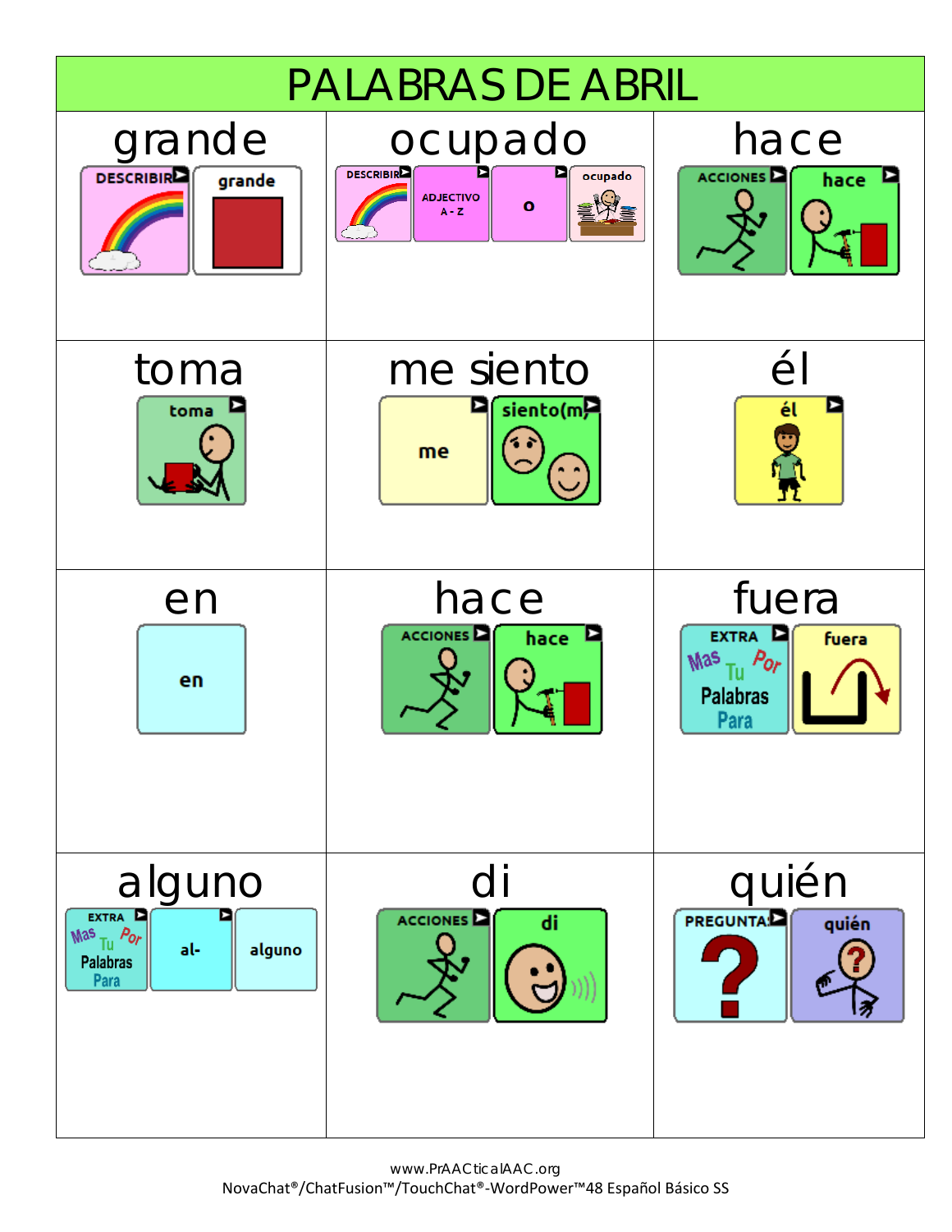# PALABRAS DE ABRIL

| grande | ocupado | hace |
|---|---|---|
| DESCRIBIR → grande | DESCRIBIR → ADJECTIVO A - Z → o → ocupado | ACCIONES → hace |

| toma | me siento | él |
|---|---|---|
| toma | me → siento(m) | él |

| en | hace | fuera |
|---|---|---|
| en | ACCIONES → hace | EXTRA Mas Tu Por Palabras Para → fuera |

| alguno | di | quién |
|---|---|---|
| EXTRA Mas Tu Por Palabras Para → al- → alguno | ACCIONES → di | PREGUNTAS → quién |

www.PrAACticalAAC.org
NovaChat®/ChatFusion™/TouchChat®-WordPower™48 Español Básico SS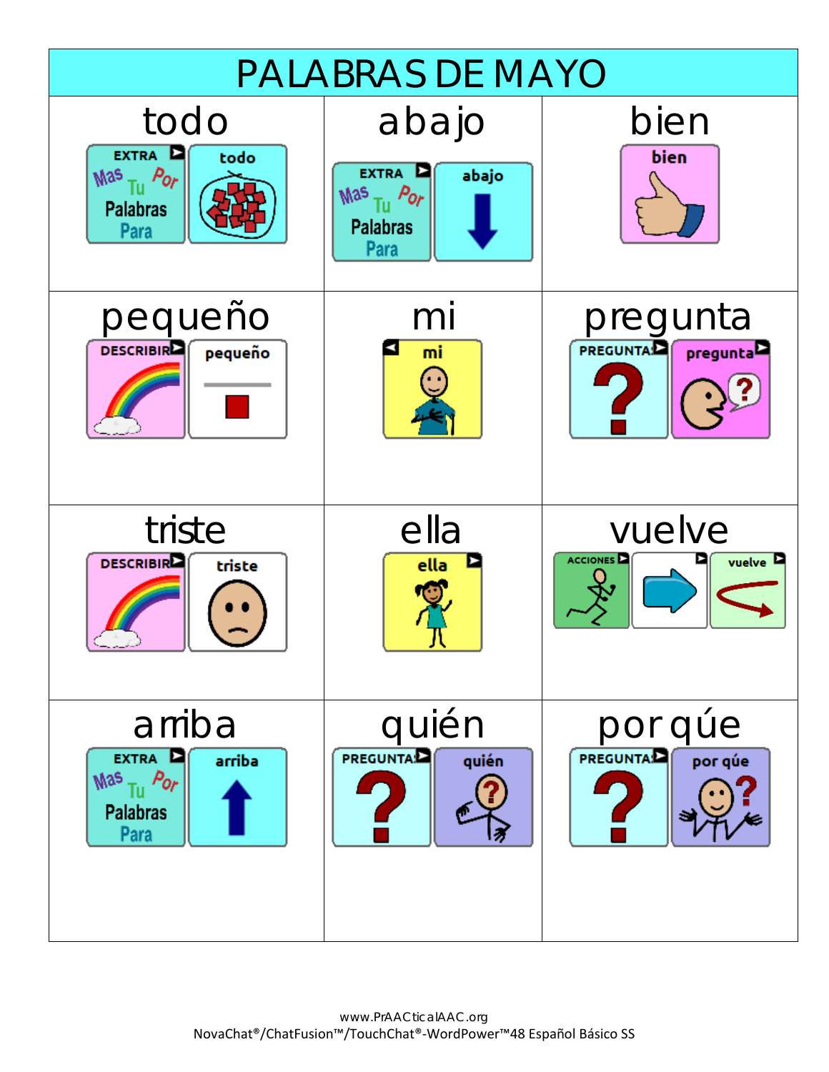# PALABRAS DE MAYO

| todo | abajo | bien |
|---|---|---|
| EXTRA Mas Tu Por Palabras Para / todo | EXTRA Mas Tu Por Palabras Para / abajo | bien |
| **pequeño** | **mi** | **pregunta** |
| DESCRIBIR / pequeño | mi | PREGUNTA / pregunta |
| **triste** | **ella** | **vuelve** |
| DESCRIBIR / triste | ella | ACCIONES / vuelve |
| **arriba** | **quién** | **por qúe** |
| EXTRA Mas Tu Por Palabras Para / arriba | PREGUNTA / quién | PREGUNTA / por qúe |

www.PrAACticalAAC.org
NovaChat®/ChatFusion™/TouchChat®-WordPower™48 Español Básico SS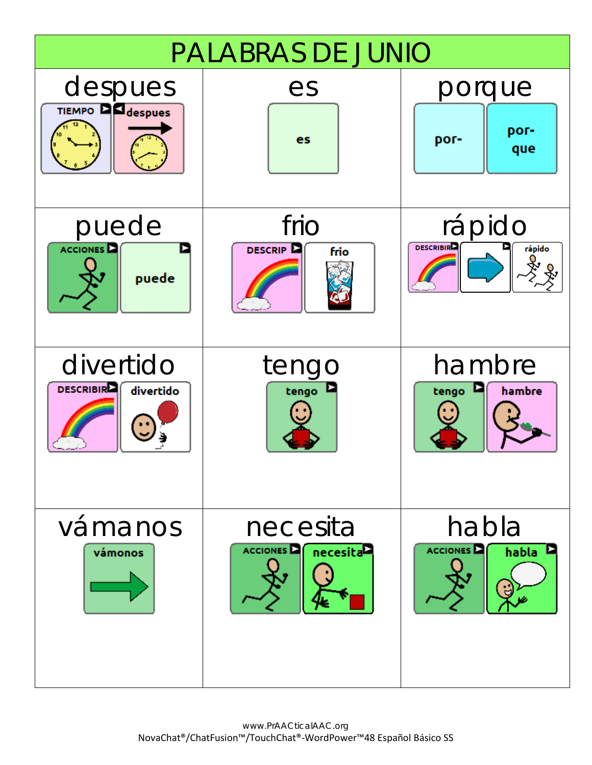# PALABRAS DE JUNIO

| despues | es | porque |
|---|---|---|
| TIEMPO → despues | es | por- → por-que |
| **puede** | **frio** | **rápido** |
| ACCIONES → puede | DESCRIP → frio | DESCRIBIR → → rápido |
| **divertido** | **tengo** | **hambre** |
| DESCRIBIR → divertido | tengo | tengo → hambre |
| **vámanos** | **necesita** | **habla** |
| vámonos | ACCIONES → necesita | ACCIONES → habla |

www.PrAACticalAAC.org
NovaChat®/ChatFusion™/TouchChat®-WordPower™48 Español Básico SS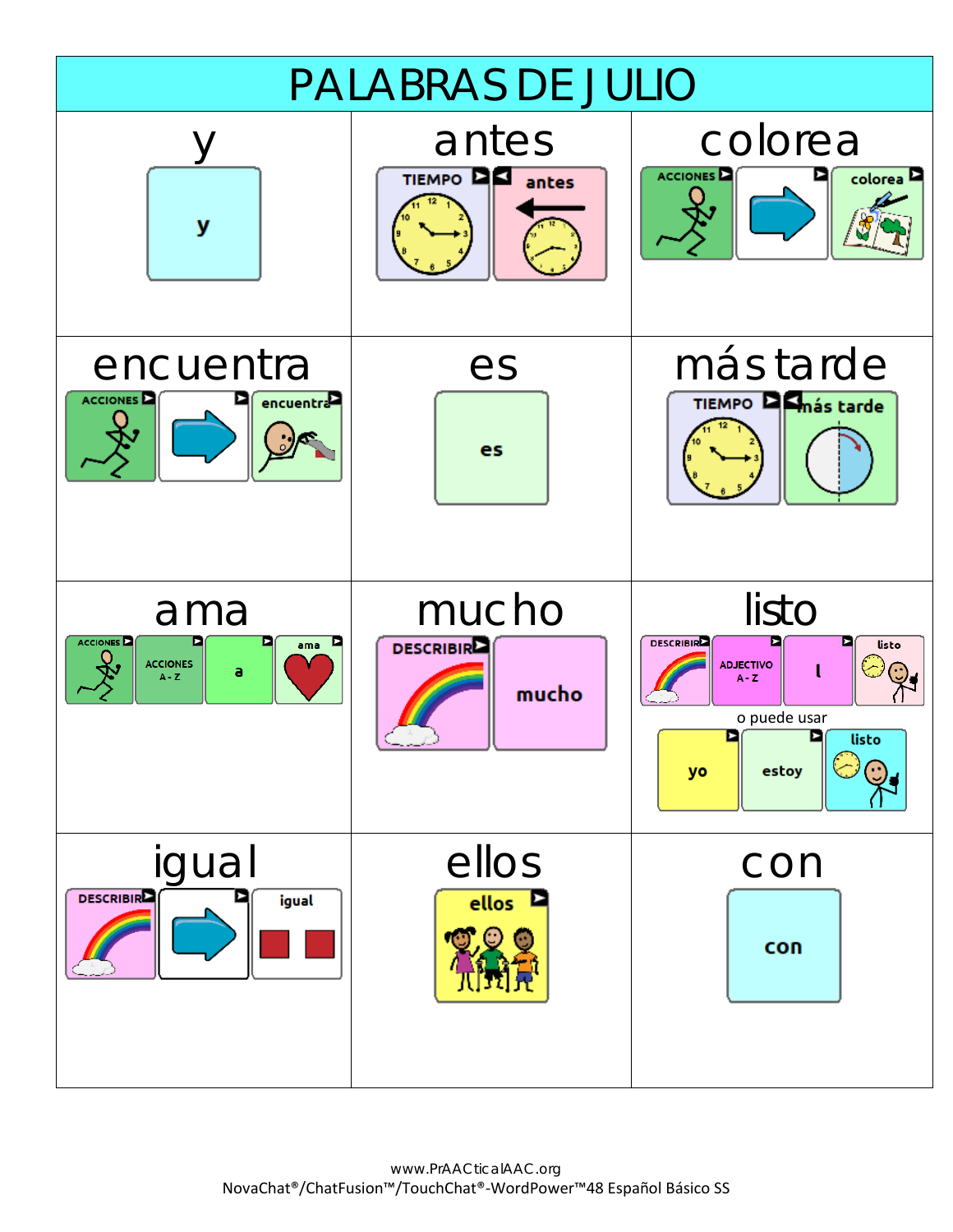# PALABRAS DE JULIO

| y | antes | colorea |
| --- | --- | --- |
| y | TIEMPO → antes | ACCIONES → → → colorea |
| **encuentra** | **es** | **más tarde** |
| ACCIONES → → → encuentra | es | TIEMPO → más tarde |
| **ama** | **mucho** | **listo** |
| ACCIONES → ACCIONES A - Z → a → ama | DESCRIBIR → mucho | DESCRIBIR → ADJECTIVO A - Z → l → listo<br>o puede usar<br>yo → estoy → listo |
| **igual** | **ellos** | **con** |
| DESCRIBIR → → → igual | ellos | con |

www.PrAACticalAAC.org
NovaChat®/ChatFusion™/TouchChat®-WordPower™48 Español Básico SS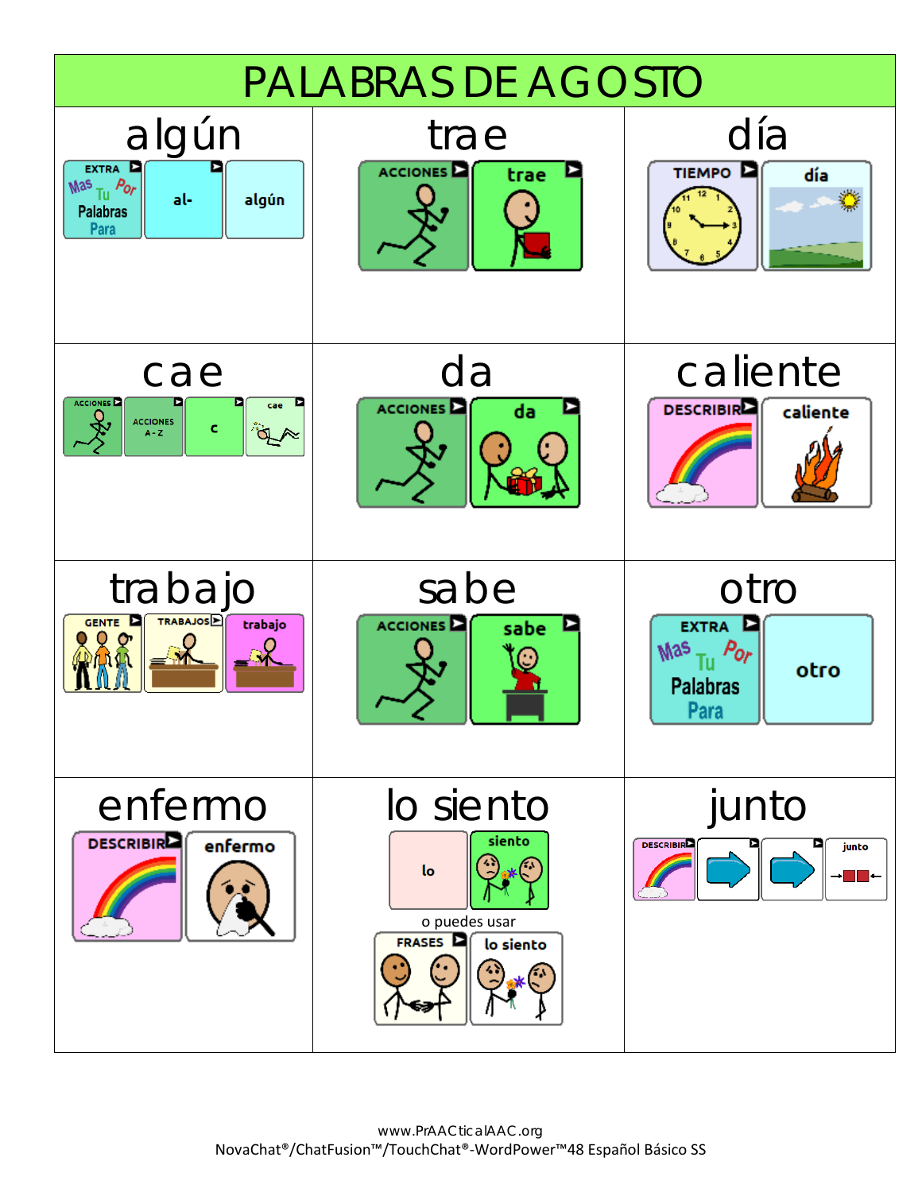# PALABRAS DE AGOSTO

| | | |
|---|---|---|
| **algún**<br>EXTRA Mas Tu Por Palabras Para → al- → algún | **trae**<br>ACCIONES → trae | **día**<br>TIEMPO → día |
| **cae**<br>ACCIONES → ACCIONES A - Z → c → cae | **da**<br>ACCIONES → da | **caliente**<br>DESCRIBIR → caliente |
| **trabajo**<br>GENTE → TRABAJOS → trabajo | **sabe**<br>ACCIONES → sabe | **otro**<br>EXTRA Mas Tu Por Palabras Para → otro |
| **enfermo**<br>DESCRIBIR → enfermo | **lo siento**<br>lo → siento<br>o puedes usar<br>FRASES → lo siento | **junto**<br>DESCRIBIR → → → junto |

www.PrAACticalAAC.org
NovaChat®/ChatFusion™/TouchChat®-WordPower™48 Español Básico SS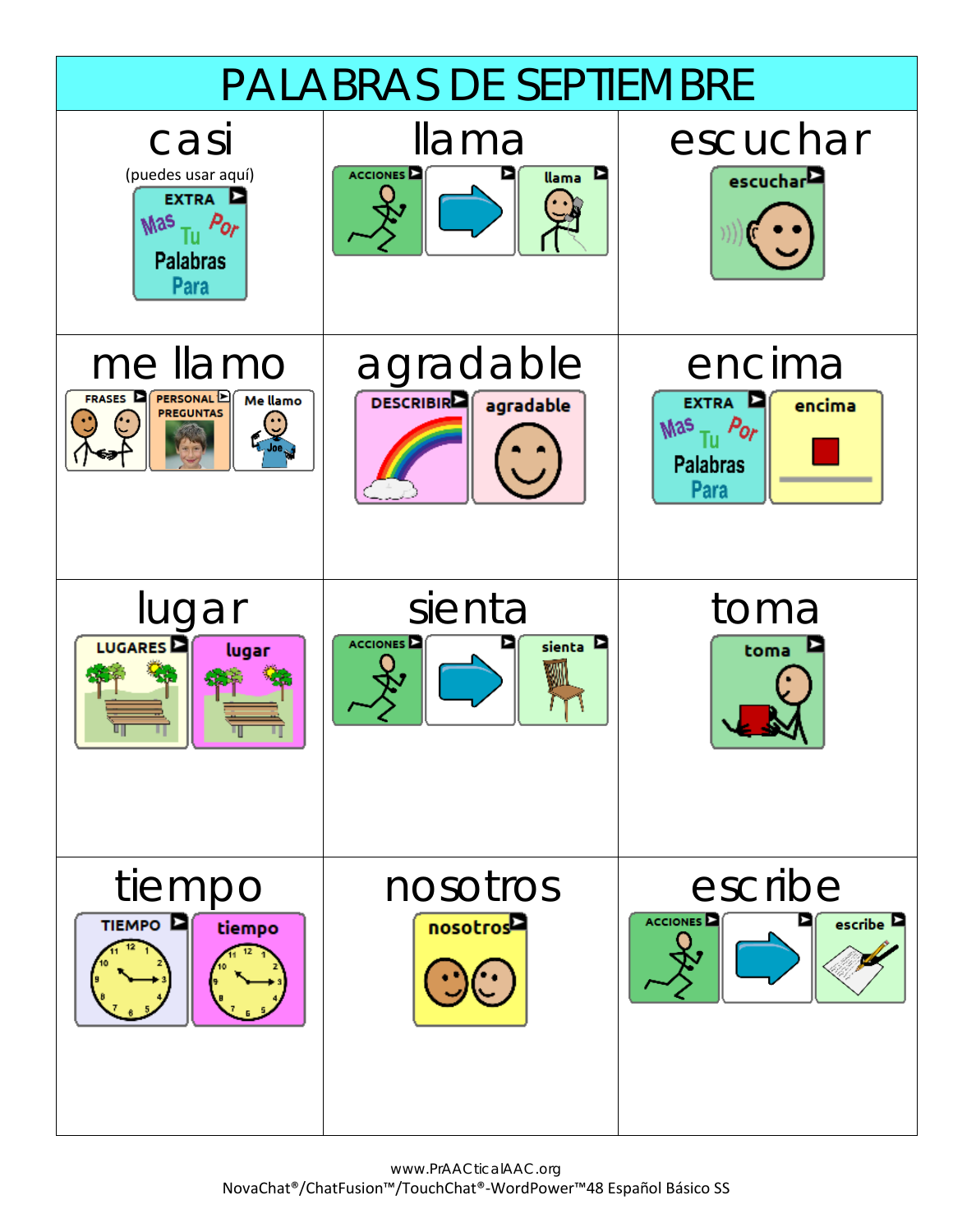# PALABRAS DE SEPTIEMBRE

| casi | llama | escuchar |
|---|---|---|
| (puedes usar aquí) EXTRA Mas Tu Por Palabras Para | ACCIONES → llama | escuchar |
| **me llamo** | **agradable** | **encima** |
| FRASES → PERSONAL PREGUNTAS → Me llamo | DESCRIBIR → agradable | EXTRA Mas Tu Por Palabras Para → encima |
| **lugar** | **sienta** | **toma** |
| LUGARES → lugar | ACCIONES → sienta | toma |
| **tiempo** | **nosotros** | **escribe** |
| TIEMPO → tiempo | nosotros | ACCIONES → escribe |

www.PrAACticalAAC.org
NovaChat®/ChatFusion™/TouchChat®-WordPower™48 Español Básico SS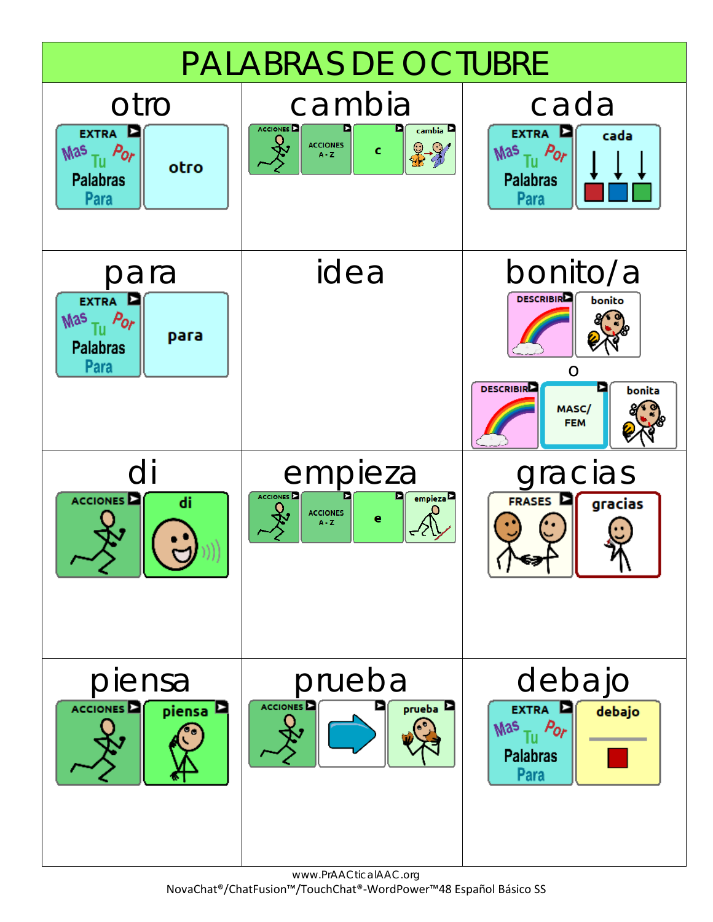# PALABRAS DE OCTUBRE

| | | |
|---|---|---|
| **otro**<br>EXTRA Mas Tu Por Palabras Para → otro | **cambia**<br>ACCIONES → ACCIONES A - Z → c → cambia | **cada**<br>EXTRA Mas Tu Por Palabras Para → cada |
| **para**<br>EXTRA Mas Tu Por Palabras Para → para | **idea** | **bonito/a**<br>DESCRIBIR → bonito<br>o<br>DESCRIBIR → MASC/FEM → bonita |
| **di**<br>ACCIONES → di | **empieza**<br>ACCIONES → ACCIONES A - Z → e → empieza | **gracias**<br>FRASES → gracias |
| **piensa**<br>ACCIONES → piensa | **prueba**<br>ACCIONES → (flecha) → prueba | **debajo**<br>EXTRA Mas Tu Por Palabras Para → debajo |

www.PrAACticalAAC.org
NovaChat®/ChatFusion™/TouchChat®-WordPower™48 Español Básico SS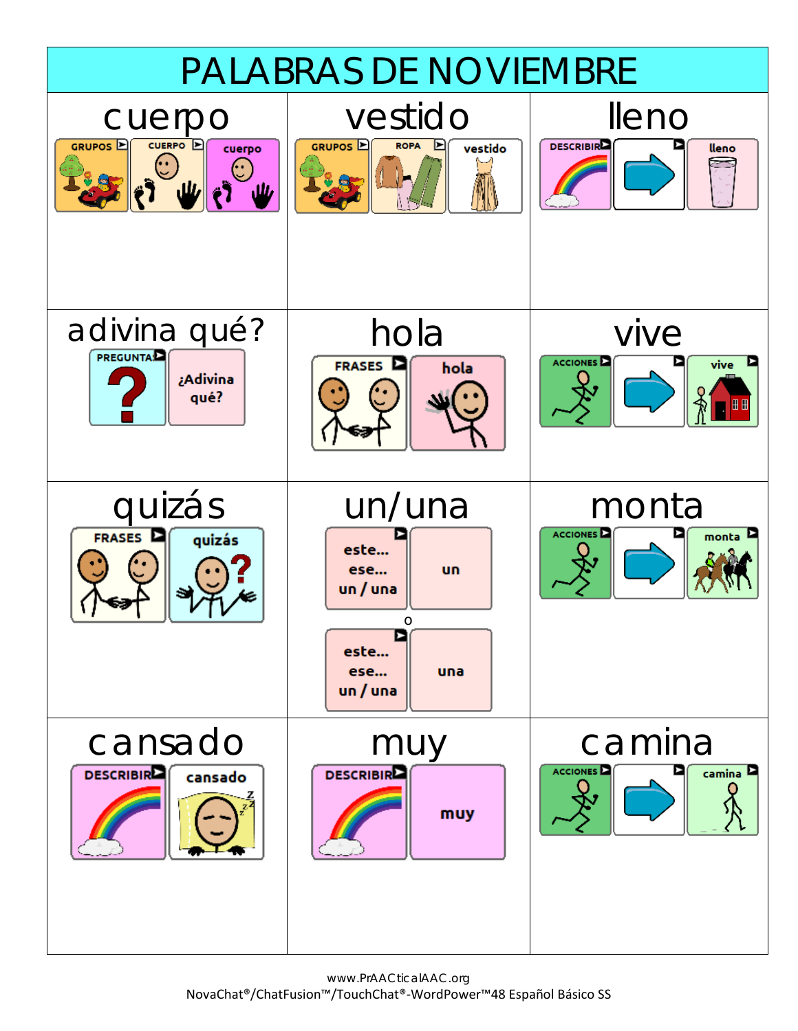# PALABRAS DE NOVIEMBRE

| cuerpo | vestido | lleno |
|---|---|---|
| GRUPOS → CUERPO → cuerpo | GRUPOS → ROPA → vestido | DESCRIBIR → → lleno |

| adivina qué? | hola | vive |
|---|---|---|
| PREGUNTAS → ¿Adivina qué? | FRASES → hola | ACCIONES → → vive |

| quizás | un/una | monta |
|---|---|---|
| FRASES → quizás | este... ese... un / una → un<br>o<br>este... ese... un / una → una | ACCIONES → → monta |

| cansado | muy | camina |
|---|---|---|
| DESCRIBIR → cansado | DESCRIBIR → muy | ACCIONES → → camina |

www.PrAACticalAAC.org
NovaChat®/ChatFusion™/TouchChat®-WordPower™48 Español Básico SS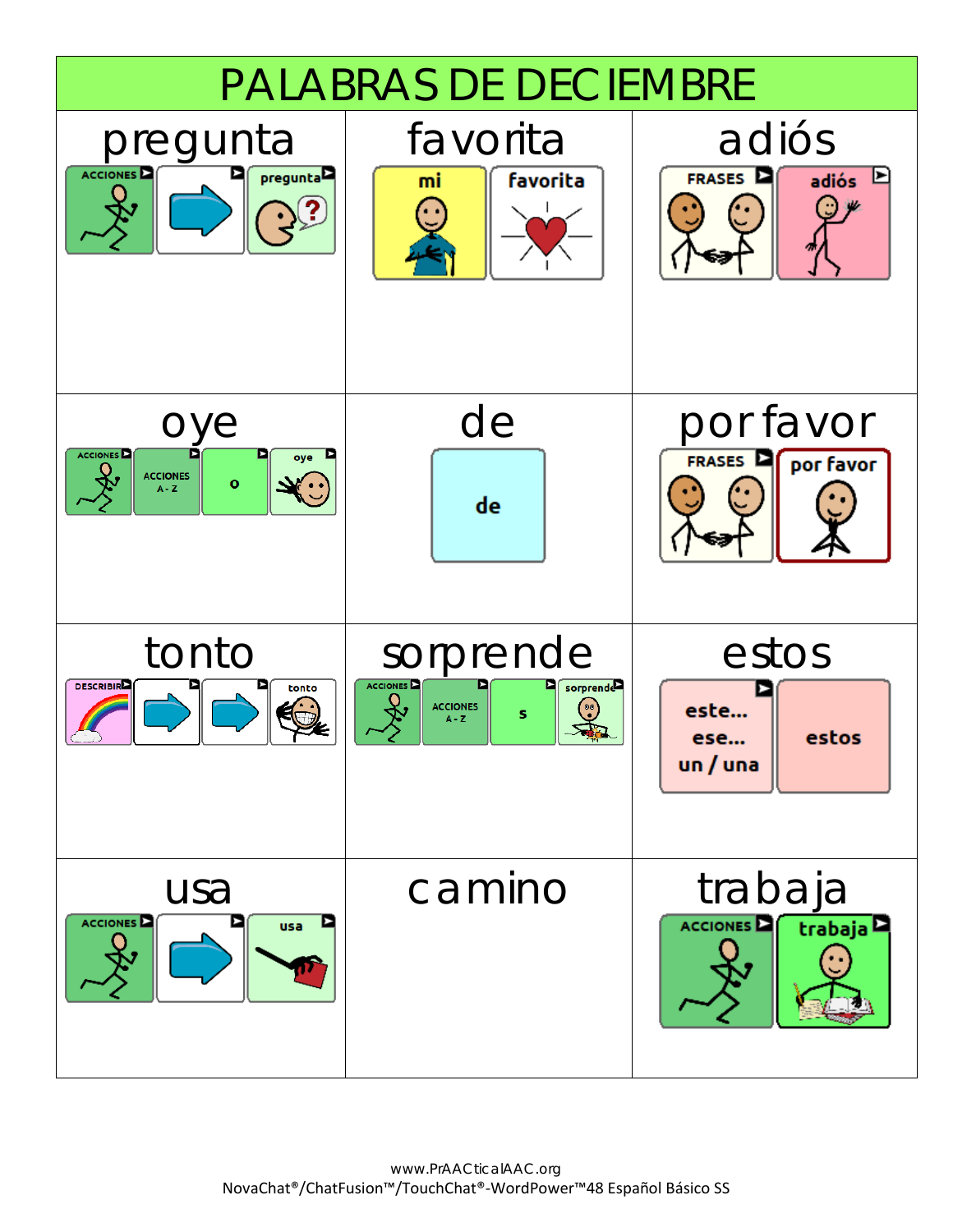# PALABRAS DE DECIEMBRE

| | | |
|---|---|---|
| **pregunta**<br>ACCIONES → pregunta | **favorita**<br>mi → favorita | **adiós**<br>FRASES → adiós |
| **oye**<br>ACCIONES → ACCIONES A - Z → o → oye | **de**<br>de | **por favor**<br>FRASES → por favor |
| **tonto**<br>DESCRIBIR → → → tonto | **sorprende**<br>ACCIONES → ACCIONES A - Z → s → sorprende | **estos**<br>este… ese… un / una → estos |
| **usa**<br>ACCIONES → usa | **camino** | **trabaja**<br>ACCIONES → trabaja |

www.PrAACticalAAC.org
NovaChat®/ChatFusion™/TouchChat®-WordPower™48 Español Básico SS